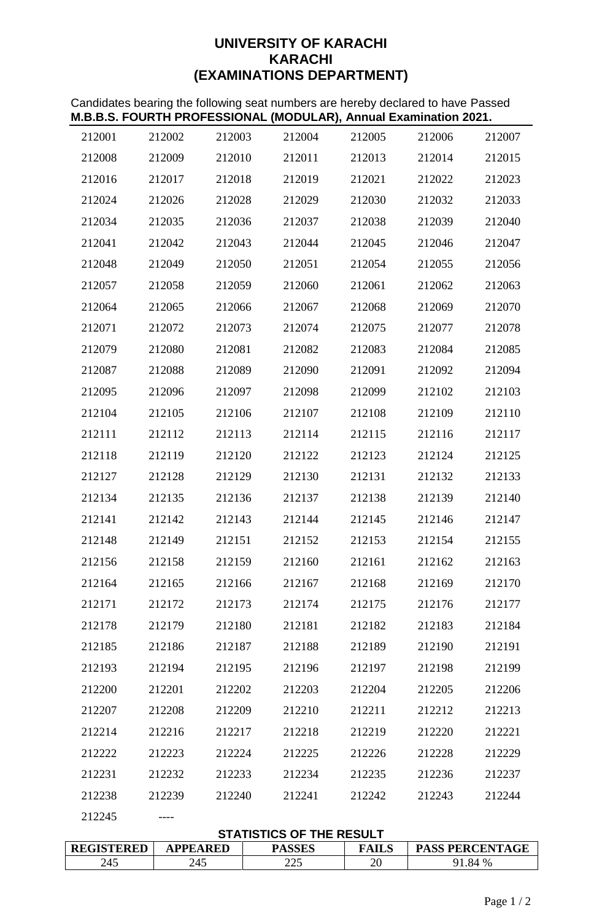# UNIVERSITY OF KARACHI
## KARACHI
## (EXAMINATIONS DEPARTMENT)

Candidates bearing the following seat numbers are hereby declared to have Passed
**M.B.B.S. FOURTH PROFESSIONAL (MODULAR), Annual Examination 2021.**

| | | | | | | |
|---|---|---|---|---|---|---|
| 212001 | 212002 | 212003 | 212004 | 212005 | 212006 | 212007 |
| 212008 | 212009 | 212010 | 212011 | 212013 | 212014 | 212015 |
| 212016 | 212017 | 212018 | 212019 | 212021 | 212022 | 212023 |
| 212024 | 212026 | 212028 | 212029 | 212030 | 212032 | 212033 |
| 212034 | 212035 | 212036 | 212037 | 212038 | 212039 | 212040 |
| 212041 | 212042 | 212043 | 212044 | 212045 | 212046 | 212047 |
| 212048 | 212049 | 212050 | 212051 | 212054 | 212055 | 212056 |
| 212057 | 212058 | 212059 | 212060 | 212061 | 212062 | 212063 |
| 212064 | 212065 | 212066 | 212067 | 212068 | 212069 | 212070 |
| 212071 | 212072 | 212073 | 212074 | 212075 | 212077 | 212078 |
| 212079 | 212080 | 212081 | 212082 | 212083 | 212084 | 212085 |
| 212087 | 212088 | 212089 | 212090 | 212091 | 212092 | 212094 |
| 212095 | 212096 | 212097 | 212098 | 212099 | 212102 | 212103 |
| 212104 | 212105 | 212106 | 212107 | 212108 | 212109 | 212110 |
| 212111 | 212112 | 212113 | 212114 | 212115 | 212116 | 212117 |
| 212118 | 212119 | 212120 | 212122 | 212123 | 212124 | 212125 |
| 212127 | 212128 | 212129 | 212130 | 212131 | 212132 | 212133 |
| 212134 | 212135 | 212136 | 212137 | 212138 | 212139 | 212140 |
| 212141 | 212142 | 212143 | 212144 | 212145 | 212146 | 212147 |
| 212148 | 212149 | 212151 | 212152 | 212153 | 212154 | 212155 |
| 212156 | 212158 | 212159 | 212160 | 212161 | 212162 | 212163 |
| 212164 | 212165 | 212166 | 212167 | 212168 | 212169 | 212170 |
| 212171 | 212172 | 212173 | 212174 | 212175 | 212176 | 212177 |
| 212178 | 212179 | 212180 | 212181 | 212182 | 212183 | 212184 |
| 212185 | 212186 | 212187 | 212188 | 212189 | 212190 | 212191 |
| 212193 | 212194 | 212195 | 212196 | 212197 | 212198 | 212199 |
| 212200 | 212201 | 212202 | 212203 | 212204 | 212205 | 212206 |
| 212207 | 212208 | 212209 | 212210 | 212211 | 212212 | 212213 |
| 212214 | 212216 | 212217 | 212218 | 212219 | 212220 | 212221 |
| 212222 | 212223 | 212224 | 212225 | 212226 | 212228 | 212229 |
| 212231 | 212232 | 212233 | 212234 | 212235 | 212236 | 212237 |
| 212238 | 212239 | 212240 | 212241 | 212242 | 212243 | 212244 |
| 212245 | ---- | | | | | |

### STATISTICS OF THE RESULT

| REGISTERED | APPEARED | PASSES | FAILS | PASS PERCENTAGE |
|---|---|---|---|---|
| 245 | 245 | 225 | 20 | 91.84 % |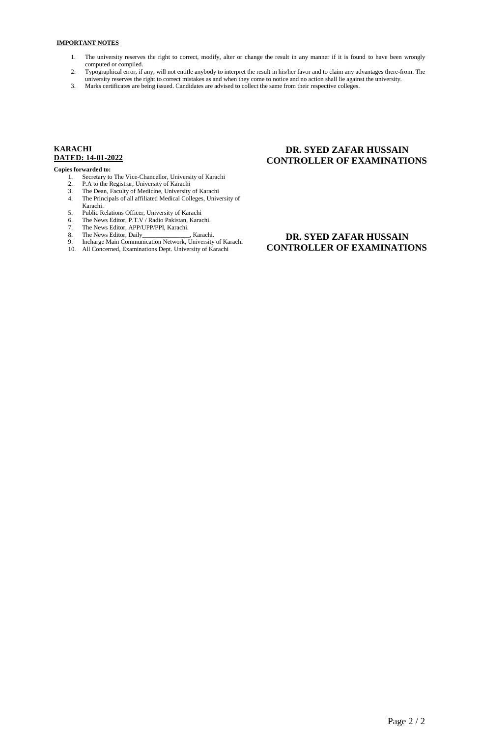**IMPORTANT NOTES**

1. The university reserves the right to correct, modify, alter or change the result in any manner if it is found to have been wrongly computed or compiled.
2. Typographical error, if any, will not entitle anybody to interpret the result in his/her favor and to claim any advantages there-from. The university reserves the right to correct mistakes as and when they come to notice and no action shall lie against the university.
3. Marks certificates are being issued. Candidates are advised to collect the same from their respective colleges.

**KARACHI**
**DATED: 14-01-2022**

**DR. SYED ZAFAR HUSSAIN**
**CONTROLLER OF EXAMINATIONS**

**Copies forwarded to:**

1. Secretary to The Vice-Chancellor, University of Karachi
2. P.A to the Registrar, University of Karachi
3. The Dean, Faculty of Medicine, University of Karachi
4. The Principals of all affiliated Medical Colleges, University of Karachi.
5. Public Relations Officer, University of Karachi
6. The News Editor, P.T.V / Radio Pakistan, Karachi.
7. The News Editor, APP/UPP/PPI, Karachi.
8. The News Editor, Daily_______________, Karachi.
9. Incharge Main Communication Network, University of Karachi
10. All Concerned, Examinations Dept. University of Karachi

**DR. SYED ZAFAR HUSSAIN**
**CONTROLLER OF EXAMINATIONS**